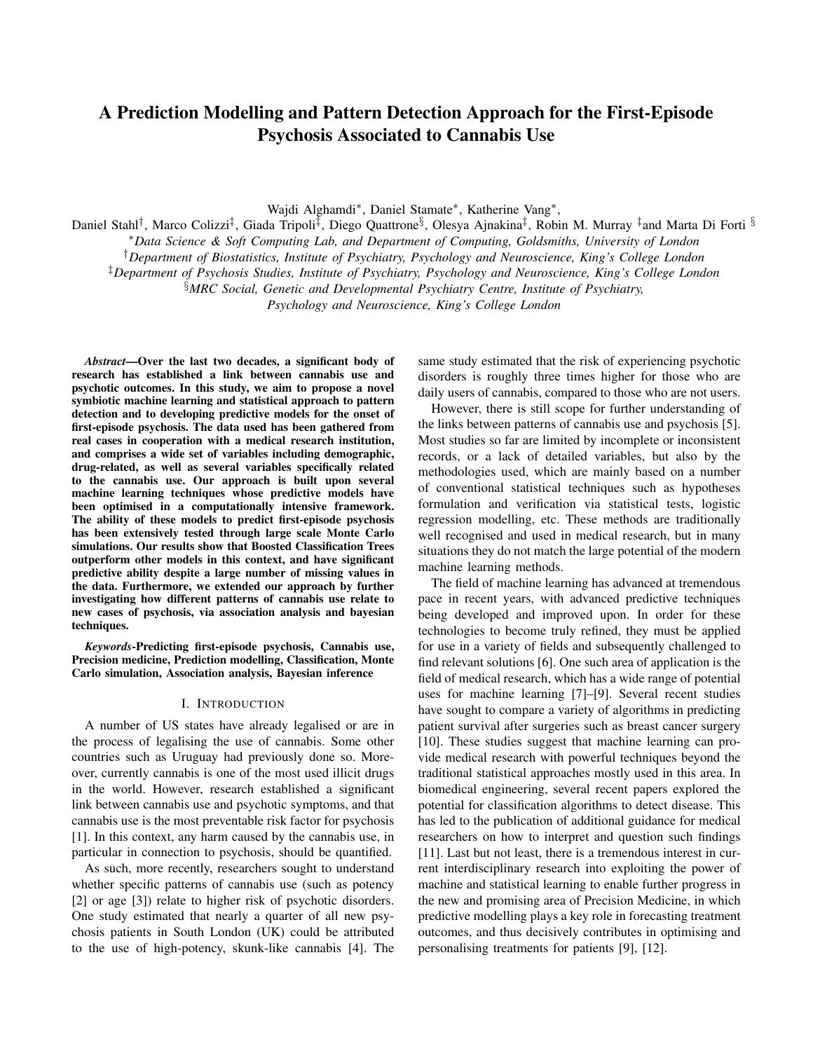# A Prediction Modelling and Pattern Detection Approach for the First-Episode Psychosis Associated to Cannabis Use

Wajdi Alghamdi*, Daniel Stamate*, Katherine Vang*,
Daniel Stahl†, Marco Colizzi‡, Giada Tripoli‡, Diego Quattrone§, Olesya Ajnakina‡, Robin M. Murray ‡and Marta Di Forti §

*Data Science & Soft Computing Lab, and Department of Computing, Goldsmiths, University of London*
†*Department of Biostatistics, Institute of Psychiatry, Psychology and Neuroscience, King's College London*
‡*Department of Psychosis Studies, Institute of Psychiatry, Psychology and Neuroscience, King's College London*
§*MRC Social, Genetic and Developmental Psychiatry Centre, Institute of Psychiatry, Psychology and Neuroscience, King's College London*

***Abstract*—Over the last two decades, a significant body of research has established a link between cannabis use and psychotic outcomes. In this study, we aim to propose a novel symbiotic machine learning and statistical approach to pattern detection and to developing predictive models for the onset of first-episode psychosis. The data used has been gathered from real cases in cooperation with a medical research institution, and comprises a wide set of variables including demographic, drug-related, as well as several variables specifically related to the cannabis use. Our approach is built upon several machine learning techniques whose predictive models have been optimised in a computationally intensive framework. The ability of these models to predict first-episode psychosis has been extensively tested through large scale Monte Carlo simulations. Our results show that Boosted Classification Trees outperform other models in this context, and have significant predictive ability despite a large number of missing values in the data. Furthermore, we extended our approach by further investigating how different patterns of cannabis use relate to new cases of psychosis, via association analysis and bayesian techniques.**

***Keywords*-Predicting first-episode psychosis, Cannabis use, Precision medicine, Prediction modelling, Classification, Monte Carlo simulation, Association analysis, Bayesian inference**

## I. Introduction

A number of US states have already legalised or are in the process of legalising the use of cannabis. Some other countries such as Uruguay had previously done so. Moreover, currently cannabis is one of the most used illicit drugs in the world. However, research established a significant link between cannabis use and psychotic symptoms, and that cannabis use is the most preventable risk factor for psychosis [1]. In this context, any harm caused by the cannabis use, in particular in connection to psychosis, should be quantified.

As such, more recently, researchers sought to understand whether specific patterns of cannabis use (such as potency [2] or age [3]) relate to higher risk of psychotic disorders. One study estimated that nearly a quarter of all new psychosis patients in South London (UK) could be attributed to the use of high-potency, skunk-like cannabis [4]. The same study estimated that the risk of experiencing psychotic disorders is roughly three times higher for those who are daily users of cannabis, compared to those who are not users.

However, there is still scope for further understanding of the links between patterns of cannabis use and psychosis [5]. Most studies so far are limited by incomplete or inconsistent records, or a lack of detailed variables, but also by the methodologies used, which are mainly based on a number of conventional statistical techniques such as hypotheses formulation and verification via statistical tests, logistic regression modelling, etc. These methods are traditionally well recognised and used in medical research, but in many situations they do not match the large potential of the modern machine learning methods.

The field of machine learning has advanced at tremendous pace in recent years, with advanced predictive techniques being developed and improved upon. In order for these technologies to become truly refined, they must be applied for use in a variety of fields and subsequently challenged to find relevant solutions [6]. One such area of application is the field of medical research, which has a wide range of potential uses for machine learning [7]–[9]. Several recent studies have sought to compare a variety of algorithms in predicting patient survival after surgeries such as breast cancer surgery [10]. These studies suggest that machine learning can provide medical research with powerful techniques beyond the traditional statistical approaches mostly used in this area. In biomedical engineering, several recent papers explored the potential for classification algorithms to detect disease. This has led to the publication of additional guidance for medical researchers on how to interpret and question such findings [11]. Last but not least, there is a tremendous interest in current interdisciplinary research into exploiting the power of machine and statistical learning to enable further progress in the new and promising area of Precision Medicine, in which predictive modelling plays a key role in forecasting treatment outcomes, and thus decisively contributes in optimising and personalising treatments for patients [9], [12].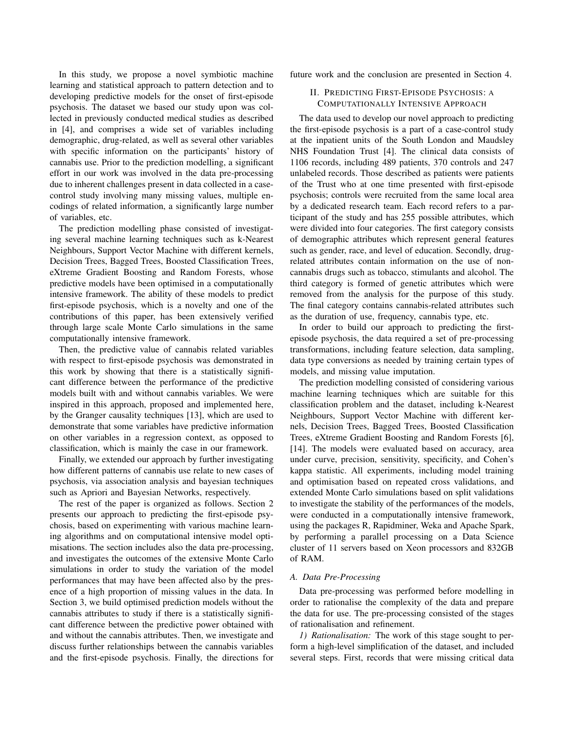In this study, we propose a novel symbiotic machine learning and statistical approach to pattern detection and to developing predictive models for the onset of first-episode psychosis. The dataset we based our study upon was collected in previously conducted medical studies as described in [4], and comprises a wide set of variables including demographic, drug-related, as well as several other variables with specific information on the participants' history of cannabis use. Prior to the prediction modelling, a significant effort in our work was involved in the data pre-processing due to inherent challenges present in data collected in a case-control study involving many missing values, multiple encodings of related information, a significantly large number of variables, etc.

The prediction modelling phase consisted of investigating several machine learning techniques such as k-Nearest Neighbours, Support Vector Machine with different kernels, Decision Trees, Bagged Trees, Boosted Classification Trees, eXtreme Gradient Boosting and Random Forests, whose predictive models have been optimised in a computationally intensive framework. The ability of these models to predict first-episode psychosis, which is a novelty and one of the contributions of this paper, has been extensively verified through large scale Monte Carlo simulations in the same computationally intensive framework.

Then, the predictive value of cannabis related variables with respect to first-episode psychosis was demonstrated in this work by showing that there is a statistically significant difference between the performance of the predictive models built with and without cannabis variables. We were inspired in this approach, proposed and implemented here, by the Granger causality techniques [13], which are used to demonstrate that some variables have predictive information on other variables in a regression context, as opposed to classification, which is mainly the case in our framework.

Finally, we extended our approach by further investigating how different patterns of cannabis use relate to new cases of psychosis, via association analysis and bayesian techniques such as Apriori and Bayesian Networks, respectively.

The rest of the paper is organized as follows. Section 2 presents our approach to predicting the first-episode psychosis, based on experimenting with various machine learning algorithms and on computational intensive model optimisations. The section includes also the data pre-processing, and investigates the outcomes of the extensive Monte Carlo simulations in order to study the variation of the model performances that may have been affected also by the presence of a high proportion of missing values in the data. In Section 3, we build optimised prediction models without the cannabis attributes to study if there is a statistically significant difference between the predictive power obtained with and without the cannabis attributes. Then, we investigate and discuss further relationships between the cannabis variables and the first-episode psychosis. Finally, the directions for future work and the conclusion are presented in Section 4.

## II. Predicting First-Episode Psychosis: A Computationally Intensive Approach

The data used to develop our novel approach to predicting the first-episode psychosis is a part of a case-control study at the inpatient units of the South London and Maudsley NHS Foundation Trust [4]. The clinical data consists of 1106 records, including 489 patients, 370 controls and 247 unlabeled records. Those described as patients were patients of the Trust who at one time presented with first-episode psychosis; controls were recruited from the same local area by a dedicated research team. Each record refers to a participant of the study and has 255 possible attributes, which were divided into four categories. The first category consists of demographic attributes which represent general features such as gender, race, and level of education. Secondly, drug-related attributes contain information on the use of non-cannabis drugs such as tobacco, stimulants and alcohol. The third category is formed of genetic attributes which were removed from the analysis for the purpose of this study. The final category contains cannabis-related attributes such as the duration of use, frequency, cannabis type, etc.

In order to build our approach to predicting the first-episode psychosis, the data required a set of pre-processing transformations, including feature selection, data sampling, data type conversions as needed by training certain types of models, and missing value imputation.

The prediction modelling consisted of considering various machine learning techniques which are suitable for this classification problem and the dataset, including k-Nearest Neighbours, Support Vector Machine with different kernels, Decision Trees, Bagged Trees, Boosted Classification Trees, eXtreme Gradient Boosting and Random Forests [6], [14]. The models were evaluated based on accuracy, area under curve, precision, sensitivity, specificity, and Cohen's kappa statistic. All experiments, including model training and optimisation based on repeated cross validations, and extended Monte Carlo simulations based on split validations to investigate the stability of the performances of the models, were conducted in a computationally intensive framework, using the packages R, Rapidminer, Weka and Apache Spark, by performing a parallel processing on a Data Science cluster of 11 servers based on Xeon processors and 832GB of RAM.

### A. Data Pre-Processing

Data pre-processing was performed before modelling in order to rationalise the complexity of the data and prepare the data for use. The pre-processing consisted of the stages of rationalisation and refinement.

*1) Rationalisation:* The work of this stage sought to perform a high-level simplification of the dataset, and included several steps. First, records that were missing critical data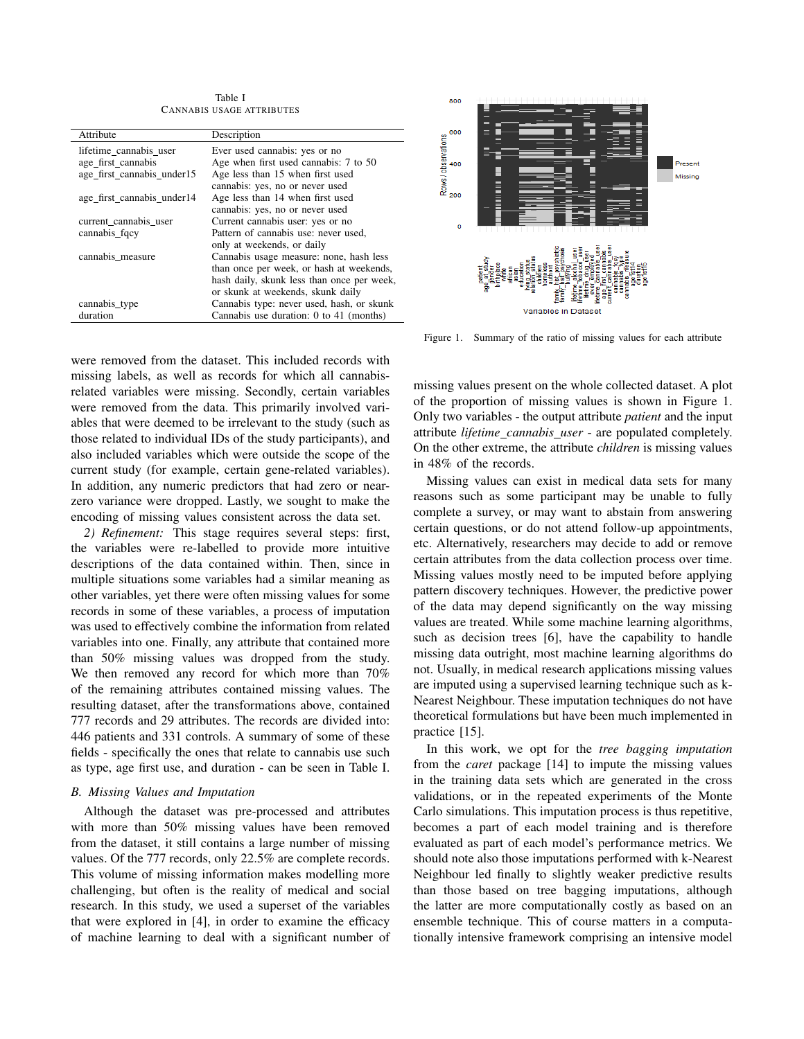Table I
CANNABIS USAGE ATTRIBUTES

| Attribute | Description |
|---|---|
| lifetime_cannabis_user | Ever used cannabis: yes or no |
| age_first_cannabis | Age when first used cannabis: 7 to 50 |
| age_first_cannabis_under15 | Age less than 15 when first used cannabis: yes, no or never used |
| age_first_cannabis_under14 | Age less than 14 when first used cannabis: yes, no or never used |
| current_cannabis_user | Current cannabis user: yes or no |
| cannabis_fqcy | Pattern of cannabis use: never used, only at weekends, or daily |
| cannabis_measure | Cannabis usage measure: none, hash less than once per week, or hash at weekends, hash daily, skunk less than once per week, or skunk at weekends, skunk daily |
| cannabis_type | Cannabis type: never used, hash, or skunk |
| duration | Cannabis use duration: 0 to 41 (months) |

were removed from the dataset. This included records with missing labels, as well as records for which all cannabis-related variables were missing. Secondly, certain variables were removed from the data. This primarily involved variables that were deemed to be irrelevant to the study (such as those related to individual IDs of the study participants), and also included variables which were outside the scope of the current study (for example, certain gene-related variables). In addition, any numeric predictors that had zero or near-zero variance were dropped. Lastly, we sought to make the encoding of missing values consistent across the data set.

*2) Refinement:* This stage requires several steps: first, the variables were re-labelled to provide more intuitive descriptions of the data contained within. Then, since in multiple situations some variables had a similar meaning as other variables, yet there were often missing values for some records in some of these variables, a process of imputation was used to effectively combine the information from related variables into one. Finally, any attribute that contained more than 50% missing values was dropped from the study. We then removed any record for which more than 70% of the remaining attributes contained missing values. The resulting dataset, after the transformations above, contained 777 records and 29 attributes. The records are divided into: 446 patients and 331 controls. A summary of some of these fields - specifically the ones that relate to cannabis use such as type, age first use, and duration - can be seen in Table I.

### B. Missing Values and Imputation

Although the dataset was pre-processed and attributes with more than 50% missing values have been removed from the dataset, it still contains a large number of missing values. Of the 777 records, only 22.5% are complete records. This volume of missing information makes modelling more challenging, but often is the reality of medical and social research. In this study, we used a superset of the variables that were explored in [4], in order to examine the efficacy of machine learning to deal with a significant number of missing values present on the whole collected dataset. A plot of the proportion of missing values is shown in Figure 1. Only two variables - the output attribute *patient* and the input attribute *lifetime_cannabis_user* - are populated completely. On the other extreme, the attribute *children* is missing values in 48% of the records.

Figure 1. Summary of the ratio of missing values for each attribute

Missing values can exist in medical data sets for many reasons such as some participant may be unable to fully complete a survey, or may want to abstain from answering certain questions, or do not attend follow-up appointments, etc. Alternatively, researchers may decide to add or remove certain attributes from the data collection process over time. Missing values mostly need to be imputed before applying pattern discovery techniques. However, the predictive power of the data may depend significantly on the way missing values are treated. While some machine learning algorithms, such as decision trees [6], have the capability to handle missing data outright, most machine learning algorithms do not. Usually, in medical research applications missing values are imputed using a supervised learning technique such as k-Nearest Neighbour. These imputation techniques do not have theoretical formulations but have been much implemented in practice [15].

In this work, we opt for the *tree bagging imputation* from the *caret* package [14] to impute the missing values in the training data sets which are generated in the cross validations, or in the repeated experiments of the Monte Carlo simulations. This imputation process is thus repetitive, becomes a part of each model training and is therefore evaluated as part of each model's performance metrics. We should note also those imputations performed with k-Nearest Neighbour led finally to slightly weaker predictive results than those based on tree bagging imputations, although the latter are more computationally costly as based on an ensemble technique. This of course matters in a computationally intensive framework comprising an intensive model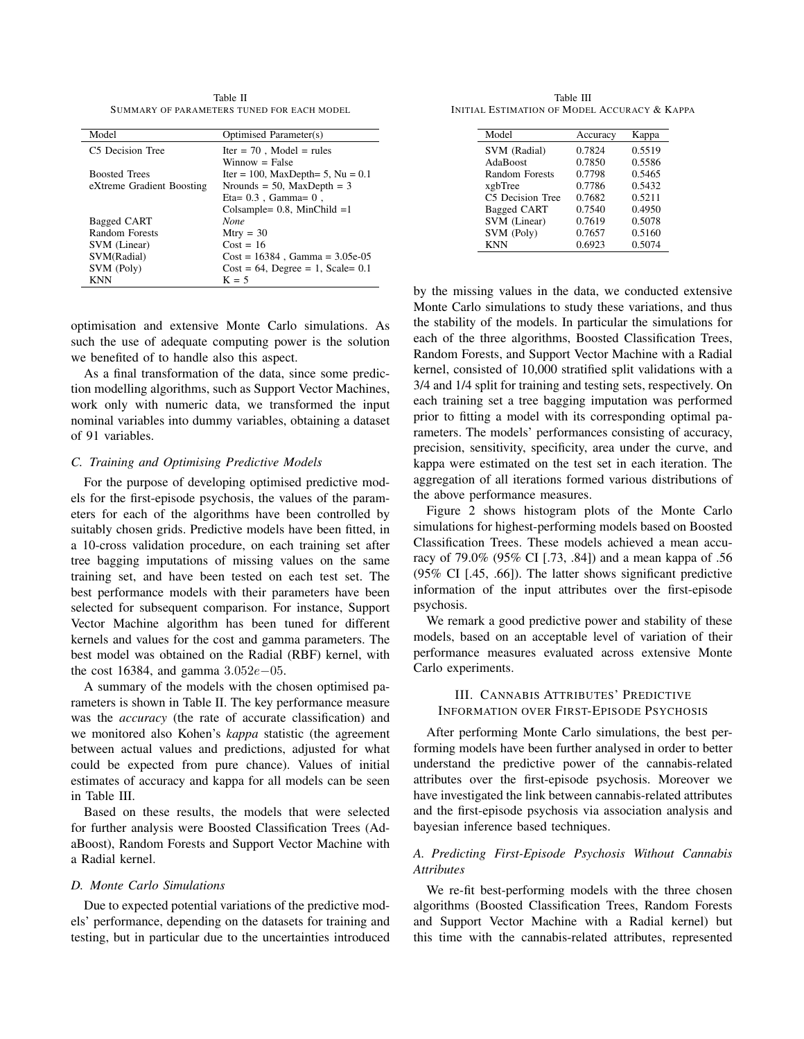Table II
SUMMARY OF PARAMETERS TUNED FOR EACH MODEL

| Model | Optimised Parameter(s) |
|---|---|
| C5 Decision Tree | Iter = 70 , Model = rules<br>Winnow = False |
| Boosted Trees | Iter = 100, MaxDepth= 5, Nu = 0.1 |
| eXtreme Gradient Boosting | Nrounds = 50, MaxDepth = 3<br>Eta= 0.3 , Gamma= 0 ,<br>Colsample= 0.8, MinChild =1 |
| Bagged CART | *None* |
| Random Forests | Mtry = 30 |
| SVM (Linear) | Cost = 16 |
| SVM(Radial) | Cost = 16384 , Gamma = 3.05e-05 |
| SVM (Poly) | Cost = 64, Degree = 1, Scale= 0.1 |
| KNN | K = 5 |

optimisation and extensive Monte Carlo simulations. As such the use of adequate computing power is the solution we benefited of to handle also this aspect.

As a final transformation of the data, since some prediction modelling algorithms, such as Support Vector Machines, work only with numeric data, we transformed the input nominal variables into dummy variables, obtaining a dataset of 91 variables.

### C. Training and Optimising Predictive Models

For the purpose of developing optimised predictive models for the first-episode psychosis, the values of the parameters for each of the algorithms have been controlled by suitably chosen grids. Predictive models have been fitted, in a 10-cross validation procedure, on each training set after tree bagging imputations of missing values on the same training set, and have been tested on each test set. The best performance models with their parameters have been selected for subsequent comparison. For instance, Support Vector Machine algorithm has been tuned for different kernels and values for the cost and gamma parameters. The best model was obtained on the Radial (RBF) kernel, with the cost 16384, and gamma $3.052e{-}05$.

A summary of the models with the chosen optimised parameters is shown in Table II. The key performance measure was the *accuracy* (the rate of accurate classification) and we monitored also Kohen's *kappa* statistic (the agreement between actual values and predictions, adjusted for what could be expected from pure chance). Values of initial estimates of accuracy and kappa for all models can be seen in Table III.

Based on these results, the models that were selected for further analysis were Boosted Classification Trees (AdaBoost), Random Forests and Support Vector Machine with a Radial kernel.

### D. Monte Carlo Simulations

Due to expected potential variations of the predictive models' performance, depending on the datasets for training and testing, but in particular due to the uncertainties introduced by the missing values in the data, we conducted extensive Monte Carlo simulations to study these variations, and thus the stability of the models. In particular the simulations for each of the three algorithms, Boosted Classification Trees, Random Forests, and Support Vector Machine with a Radial kernel, consisted of 10,000 stratified split validations with a 3/4 and 1/4 split for training and testing sets, respectively. On each training set a tree bagging imputation was performed prior to fitting a model with its corresponding optimal parameters. The models' performances consisting of accuracy, precision, sensitivity, specificity, area under the curve, and kappa were estimated on the test set in each iteration. The aggregation of all iterations formed various distributions of the above performance measures.

Table III
INITIAL ESTIMATION OF MODEL ACCURACY & KAPPA

| Model | Accuracy | Kappa |
|---|---|---|
| SVM (Radial) | 0.7824 | 0.5519 |
| AdaBoost | 0.7850 | 0.5586 |
| Random Forests | 0.7798 | 0.5465 |
| xgbTree | 0.7786 | 0.5432 |
| C5 Decision Tree | 0.7682 | 0.5211 |
| Bagged CART | 0.7540 | 0.4950 |
| SVM (Linear) | 0.7619 | 0.5078 |
| SVM (Poly) | 0.7657 | 0.5160 |
| KNN | 0.6923 | 0.5074 |

Figure 2 shows histogram plots of the Monte Carlo simulations for highest-performing models based on Boosted Classification Trees. These models achieved a mean accuracy of 79.0% (95% CI [.73, .84]) and a mean kappa of .56 (95% CI [.45, .66]). The latter shows significant predictive information of the input attributes over the first-episode psychosis.

We remark a good predictive power and stability of these models, based on an acceptable level of variation of their performance measures evaluated across extensive Monte Carlo experiments.

## III. CANNABIS ATTRIBUTES' PREDICTIVE INFORMATION OVER FIRST-EPISODE PSYCHOSIS

After performing Monte Carlo simulations, the best performing models have been further analysed in order to better understand the predictive power of the cannabis-related attributes over the first-episode psychosis. Moreover we have investigated the link between cannabis-related attributes and the first-episode psychosis via association analysis and bayesian inference based techniques.

### A. Predicting First-Episode Psychosis Without Cannabis Attributes

We re-fit best-performing models with the three chosen algorithms (Boosted Classification Trees, Random Forests and Support Vector Machine with a Radial kernel) but this time with the cannabis-related attributes, represented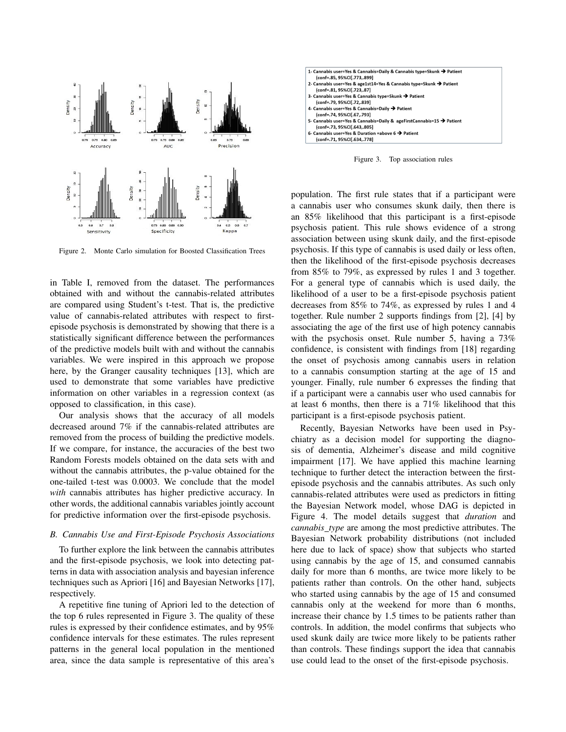Figure 2. Monte Carlo simulation for Boosted Classification Trees

in Table I, removed from the dataset. The performances obtained with and without the cannabis-related attributes are compared using Student's t-test. That is, the predictive value of cannabis-related attributes with respect to first-episode psychosis is demonstrated by showing that there is a statistically significant difference between the performances of the predictive models built with and without the cannabis variables. We were inspired in this approach we propose here, by the Granger causality techniques [13], which are used to demonstrate that some variables have predictive information on other variables in a regression context (as opposed to classification, in this case).

Our analysis shows that the accuracy of all models decreased around 7% if the cannabis-related attributes are removed from the process of building the predictive models. If we compare, for instance, the accuracies of the best two Random Forests models obtained on the data sets with and without the cannabis attributes, the p-value obtained for the one-tailed t-test was 0.0003. We conclude that the model *with* cannabis attributes has higher predictive accuracy. In other words, the additional cannabis variables jointly account for predictive information over the first-episode psychosis.

### B. Cannabis Use and First-Episode Psychosis Associations

To further explore the link between the cannabis attributes and the first-episode psychosis, we look into detecting patterns in data with association analysis and bayesian inference techniques such as Apriori [16] and Bayesian Networks [17], respectively.

A repetitive fine tuning of Apriori led to the detection of the top 6 rules represented in Figure 3. The quality of these rules is expressed by their confidence estimates, and by 95% confidence intervals for these estimates. The rules represent patterns in the general local population in the mentioned area, since the data sample is representative of this area's population. The first rule states that if a participant were a cannabis user who consumes skunk daily, then there is an 85% likelihood that this participant is a first-episode psychosis patient. This rule shows evidence of a strong association between using skunk daily, and the first-episode psychosis. If this type of cannabis is used daily or less often, then the likelihood of the first-episode psychosis decreases from 85% to 79%, as expressed by rules 1 and 3 together. For a general type of cannabis which is used daily, the likelihood of a user to be a first-episode psychosis patient decreases from 85% to 74%, as expressed by rules 1 and 4 together. Rule number 2 supports findings from [2], [4] by associating the age of the first use of high potency cannabis with the psychosis onset. Rule number 5, having a 73% confidence, is consistent with findings from [18] regarding the onset of psychosis among cannabis users in relation to a cannabis consumption starting at the age of 15 and younger. Finally, rule number 6 expresses the finding that if a participant were a cannabis user who used cannabis for at least 6 months, then there is a 71% likelihood that this participant is a first-episode psychosis patient.

1- Cannabis user=Yes & Cannabis=Daily & Cannabis type=Skunk → Patient (conf=.85, 95%CI[.773,.899]
2- Cannabis user=Yes & age1st14=Yes & Cannabis type=Skunk → Patient (conf=.81, 95%CI[.723,.87]
3- Cannabis user=Yes & Cannabis type=Skunk → Patient (conf=.79, 95%CI[.72,.839]
4- Cannabis user=Yes & Cannabis=Daily → Patient (conf=.74, 95%CI[.67,.793]
5- Cannabis user=Yes & Cannabis=Daily & ageFirstCannabis=15 → Patient (conf=.73, 95%CI[.643,.805]
6- Cannabis user=Yes & Duration =above 6 → Patient (conf=.71, 95%CI[.634,.778]

Figure 3. Top association rules

Recently, Bayesian Networks have been used in Psychiatry as a decision model for supporting the diagnosis of dementia, Alzheimer's disease and mild cognitive impairment [17]. We have applied this machine learning technique to further detect the interaction between the first-episode psychosis and the cannabis attributes. As such only cannabis-related attributes were used as predictors in fitting the Bayesian Network model, whose DAG is depicted in Figure 4. The model details suggest that *duration* and *cannabis_type* are among the most predictive attributes. The Bayesian Network probability distributions (not included here due to lack of space) show that subjects who started using cannabis by the age of 15, and consumed cannabis daily for more than 6 months, are twice more likely to be patients rather than controls. On the other hand, subjects who started using cannabis by the age of 15 and consumed cannabis only at the weekend for more than 6 months, increase their chance by 1.5 times to be patients rather than controls. In addition, the model confirms that subjects who used skunk daily are twice more likely to be patients rather than controls. These findings support the idea that cannabis use could lead to the onset of the first-episode psychosis.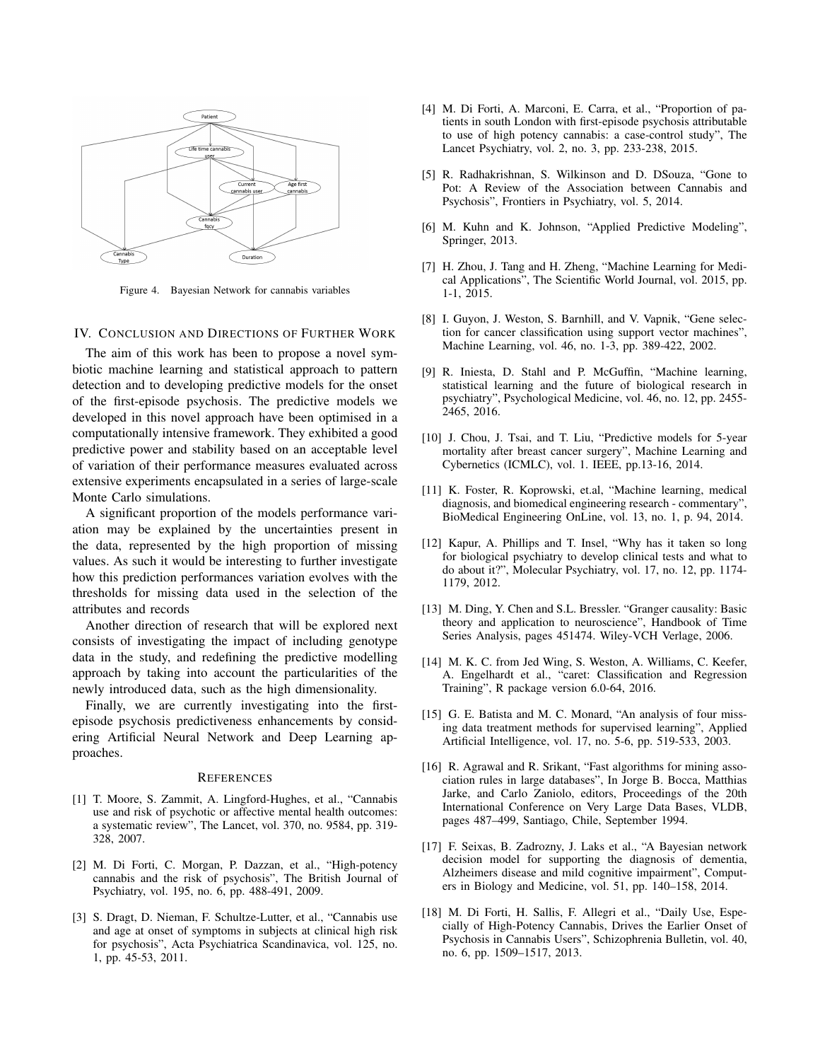Patient

Life time cannabis user

Current cannabis user

Age first cannabis

Cannabis fqcy

Cannabis Type

Duration

Figure 4. Bayesian Network for cannabis variables

## IV. Conclusion and Directions of Further Work

The aim of this work has been to propose a novel symbiotic machine learning and statistical approach to pattern detection and to developing predictive models for the onset of the first-episode psychosis. The predictive models we developed in this novel approach have been optimised in a computationally intensive framework. They exhibited a good predictive power and stability based on an acceptable level of variation of their performance measures evaluated across extensive experiments encapsulated in a series of large-scale Monte Carlo simulations.

A significant proportion of the models performance variation may be explained by the uncertainties present in the data, represented by the high proportion of missing values. As such it would be interesting to further investigate how this prediction performances variation evolves with the thresholds for missing data used in the selection of the attributes and records

Another direction of research that will be explored next consists of investigating the impact of including genotype data in the study, and redefining the predictive modelling approach by taking into account the particularities of the newly introduced data, such as the high dimensionality.

Finally, we are currently investigating into the first-episode psychosis predictiveness enhancements by considering Artificial Neural Network and Deep Learning approaches.

## References

[1] T. Moore, S. Zammit, A. Lingford-Hughes, et al., "Cannabis use and risk of psychotic or affective mental health outcomes: a systematic review", The Lancet, vol. 370, no. 9584, pp. 319-328, 2007.

[2] M. Di Forti, C. Morgan, P. Dazzan, et al., "High-potency cannabis and the risk of psychosis", The British Journal of Psychiatry, vol. 195, no. 6, pp. 488-491, 2009.

[3] S. Dragt, D. Nieman, F. Schultze-Lutter, et al., "Cannabis use and age at onset of symptoms in subjects at clinical high risk for psychosis", Acta Psychiatrica Scandinavica, vol. 125, no. 1, pp. 45-53, 2011.

[4] M. Di Forti, A. Marconi, E. Carra, et al., "Proportion of patients in south London with first-episode psychosis attributable to use of high potency cannabis: a case-control study", The Lancet Psychiatry, vol. 2, no. 3, pp. 233-238, 2015.

[5] R. Radhakrishnan, S. Wilkinson and D. DSouza, "Gone to Pot: A Review of the Association between Cannabis and Psychosis", Frontiers in Psychiatry, vol. 5, 2014.

[6] M. Kuhn and K. Johnson, "Applied Predictive Modeling", Springer, 2013.

[7] H. Zhou, J. Tang and H. Zheng, "Machine Learning for Medical Applications", The Scientific World Journal, vol. 2015, pp. 1-1, 2015.

[8] I. Guyon, J. Weston, S. Barnhill, and V. Vapnik, "Gene selection for cancer classification using support vector machines", Machine Learning, vol. 46, no. 1-3, pp. 389-422, 2002.

[9] R. Iniesta, D. Stahl and P. McGuffin, "Machine learning, statistical learning and the future of biological research in psychiatry", Psychological Medicine, vol. 46, no. 12, pp. 2455-2465, 2016.

[10] J. Chou, J. Tsai, and T. Liu, "Predictive models for 5-year mortality after breast cancer surgery", Machine Learning and Cybernetics (ICMLC), vol. 1. IEEE, pp.13-16, 2014.

[11] K. Foster, R. Koprowski, et.al, "Machine learning, medical diagnosis, and biomedical engineering research - commentary", BioMedical Engineering OnLine, vol. 13, no. 1, p. 94, 2014.

[12] Kapur, A. Phillips and T. Insel, "Why has it taken so long for biological psychiatry to develop clinical tests and what to do about it?", Molecular Psychiatry, vol. 17, no. 12, pp. 1174-1179, 2012.

[13] M. Ding, Y. Chen and S.L. Bressler. "Granger causality: Basic theory and application to neuroscience", Handbook of Time Series Analysis, pages 451474. Wiley-VCH Verlage, 2006.

[14] M. K. C. from Jed Wing, S. Weston, A. Williams, C. Keefer, A. Engelhardt et al., "caret: Classification and Regression Training", R package version 6.0-64, 2016.

[15] G. E. Batista and M. C. Monard, "An analysis of four missing data treatment methods for supervised learning", Applied Artificial Intelligence, vol. 17, no. 5-6, pp. 519-533, 2003.

[16] R. Agrawal and R. Srikant, "Fast algorithms for mining association rules in large databases", In Jorge B. Bocca, Matthias Jarke, and Carlo Zaniolo, editors, Proceedings of the 20th International Conference on Very Large Data Bases, VLDB, pages 487–499, Santiago, Chile, September 1994.

[17] F. Seixas, B. Zadrozny, J. Laks et al., "A Bayesian network decision model for supporting the diagnosis of dementia, Alzheimers disease and mild cognitive impairment", Computers in Biology and Medicine, vol. 51, pp. 140–158, 2014.

[18] M. Di Forti, H. Sallis, F. Allegri et al., "Daily Use, Especially of High-Potency Cannabis, Drives the Earlier Onset of Psychosis in Cannabis Users", Schizophrenia Bulletin, vol. 40, no. 6, pp. 1509–1517, 2013.